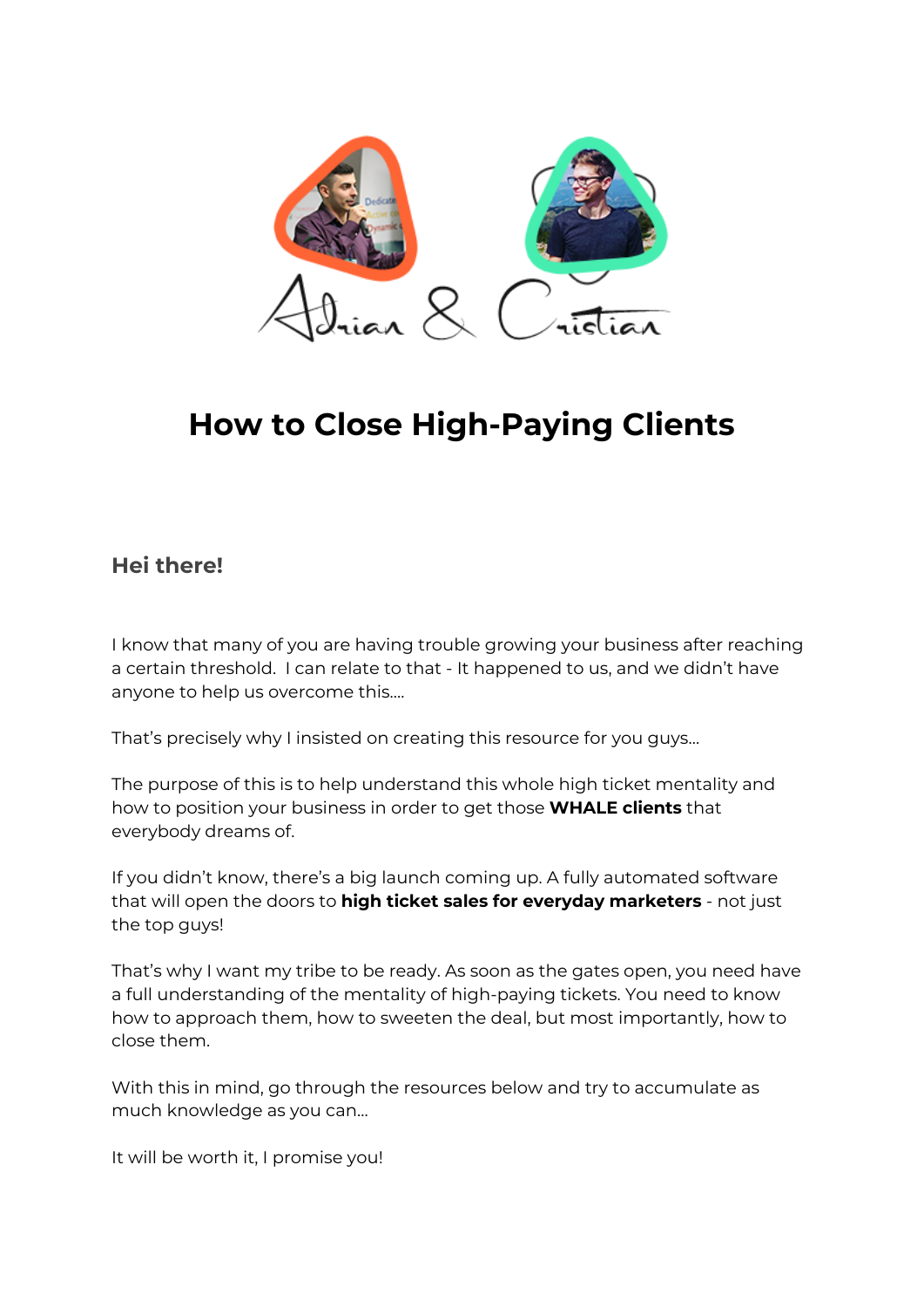Adrian & Cristian

# How to Close High-Paying Clients

## Hei there!

I know that many of you are having trouble growing your business after reaching a certain threshold.  I can relate to that - It happened to us, and we didn't have anyone to help us overcome this....

That's precisely why I insisted on creating this resource for you guys...

The purpose of this is to help understand this whole high ticket mentality and how to position your business in order to get those **WHALE clients** that everybody dreams of.

If you didn't know, there's a big launch coming up. A fully automated software that will open the doors to **high ticket sales for everyday marketers** - not just the top guys!

That's why I want my tribe to be ready. As soon as the gates open, you need have a full understanding of the mentality of high-paying tickets. You need to know how to approach them, how to sweeten the deal, but most importantly, how to close them.

With this in mind, go through the resources below and try to accumulate as much knowledge as you can...

It will be worth it, I promise you!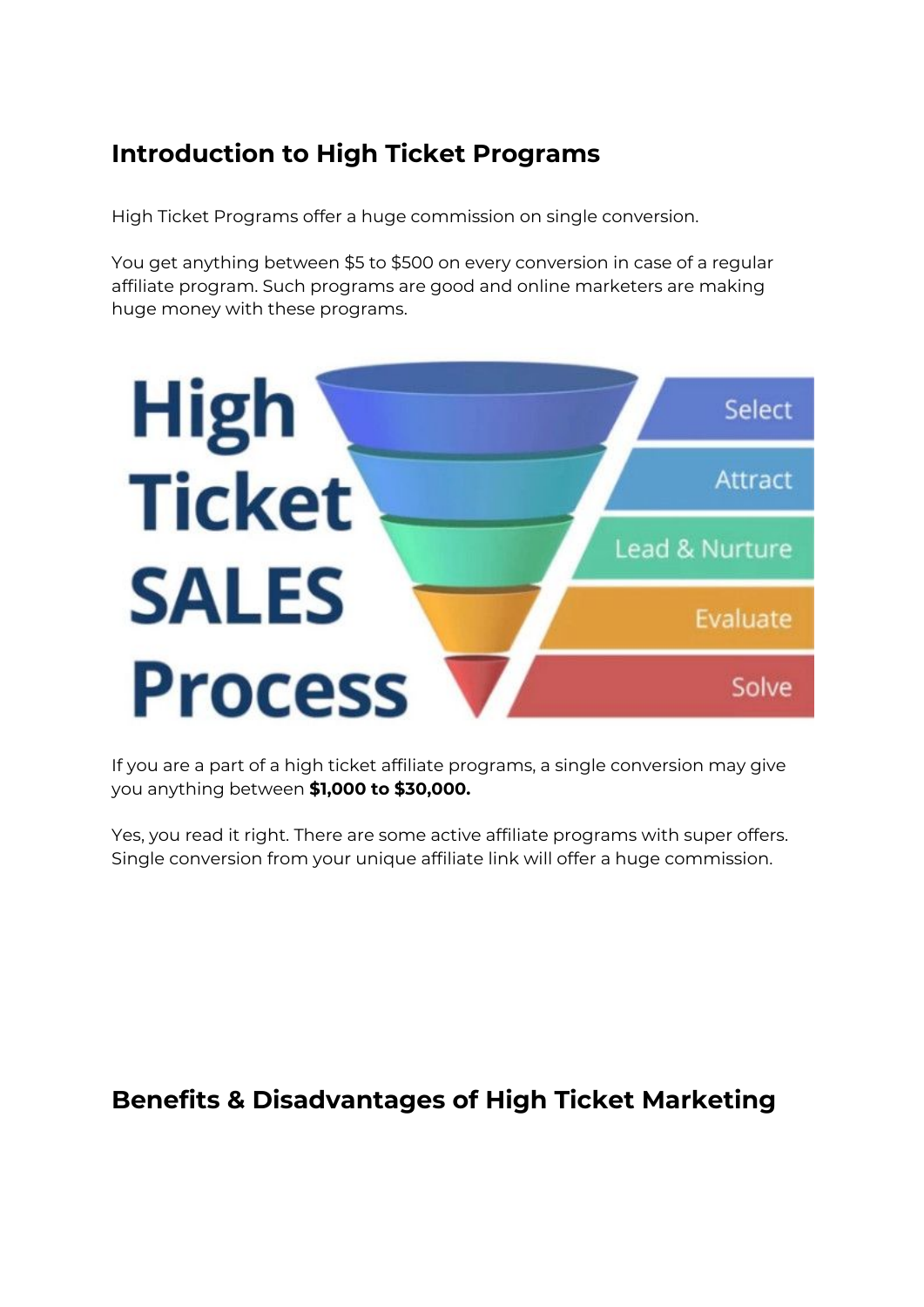## Introduction to High Ticket Programs

High Ticket Programs offer a huge commission on single conversion.

You get anything between $5 to $500 on every conversion in case of a regular affiliate program. Such programs are good and online marketers are making huge money with these programs.

If you are a part of a high ticket affiliate programs, a single conversion may give you anything between **$1,000 to $30,000.**

Yes, you read it right. There are some active affiliate programs with super offers. Single conversion from your unique affiliate link will offer a huge commission.

## Benefits & Disadvantages of High Ticket Marketing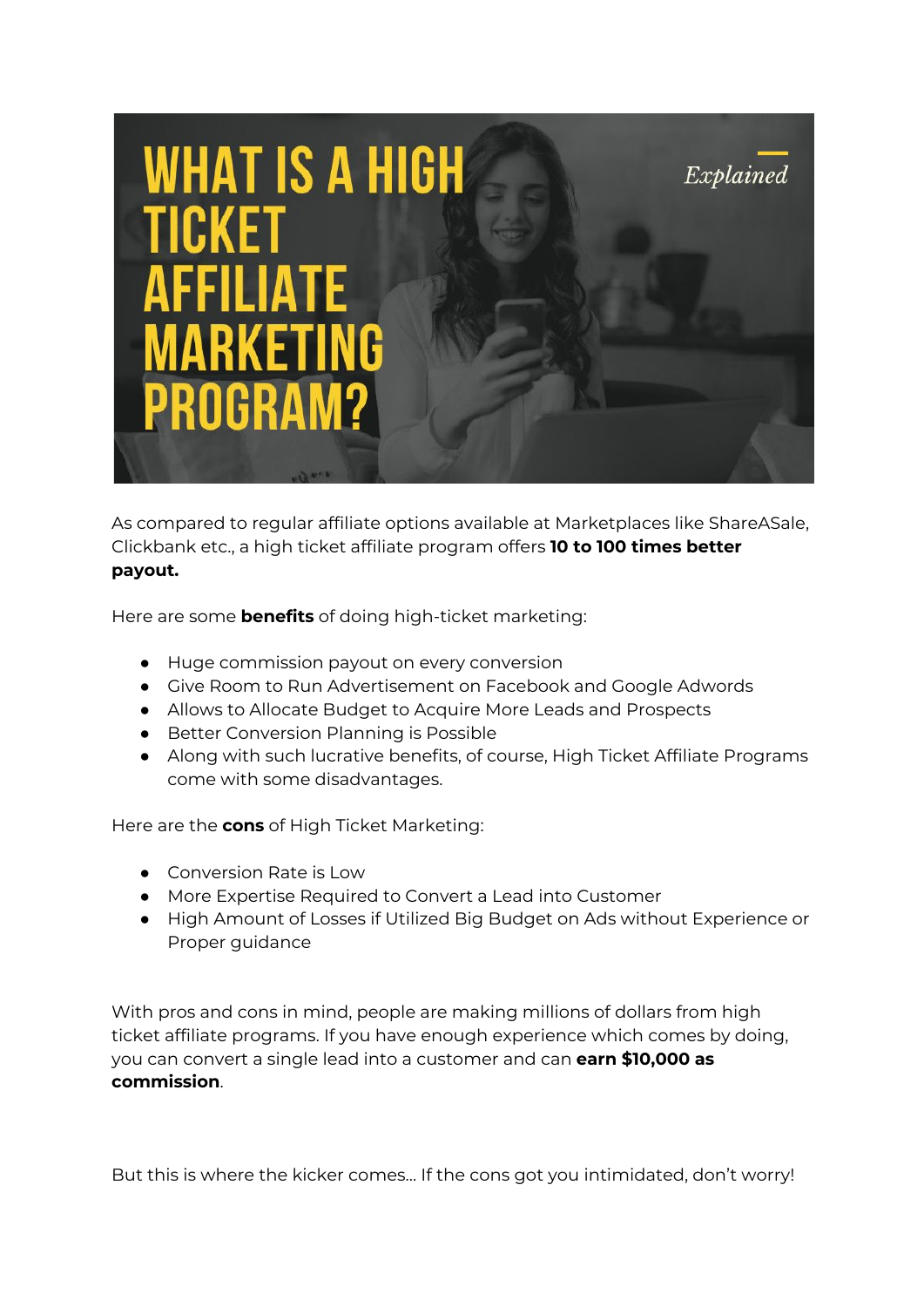# WHAT IS A HIGH TICKET AFFILIATE MARKETING PROGRAM?

*Explained*

As compared to regular affiliate options available at Marketplaces like ShareASale, Clickbank etc., a high ticket affiliate program offers **10 to 100 times better payout.**

Here are some **benefits** of doing high-ticket marketing:

- Huge commission payout on every conversion
- Give Room to Run Advertisement on Facebook and Google Adwords
- Allows to Allocate Budget to Acquire More Leads and Prospects
- Better Conversion Planning is Possible
- Along with such lucrative benefits, of course, High Ticket Affiliate Programs come with some disadvantages.

Here are the **cons** of High Ticket Marketing:

- Conversion Rate is Low
- More Expertise Required to Convert a Lead into Customer
- High Amount of Losses if Utilized Big Budget on Ads without Experience or Proper guidance

With pros and cons in mind, people are making millions of dollars from high ticket affiliate programs. If you have enough experience which comes by doing, you can convert a single lead into a customer and can **earn $10,000 as commission**.

But this is where the kicker comes... If the cons got you intimidated, don't worry!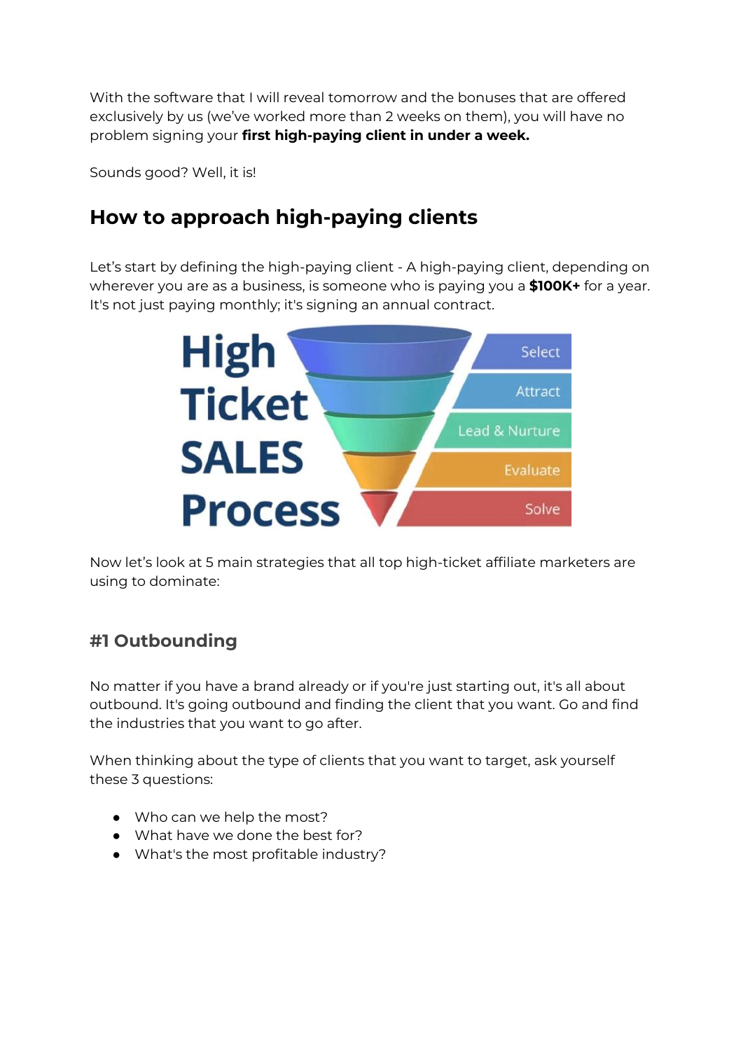With the software that I will reveal tomorrow and the bonuses that are offered exclusively by us (we've worked more than 2 weeks on them), you will have no problem signing your **first high-paying client in under a week.**

Sounds good? Well, it is!

## How to approach high-paying clients

Let's start by defining the high-paying client - A high-paying client, depending on wherever you are as a business, is someone who is paying you a **$100K+** for a year. It's not just paying monthly; it's signing an annual contract.

Now let's look at 5 main strategies that all top high-ticket affiliate marketers are using to dominate:

### #1 Outbounding

No matter if you have a brand already or if you're just starting out, it's all about outbound. It's going outbound and finding the client that you want. Go and find the industries that you want to go after.

When thinking about the type of clients that you want to target, ask yourself these 3 questions:

- Who can we help the most?
- What have we done the best for?
- What's the most profitable industry?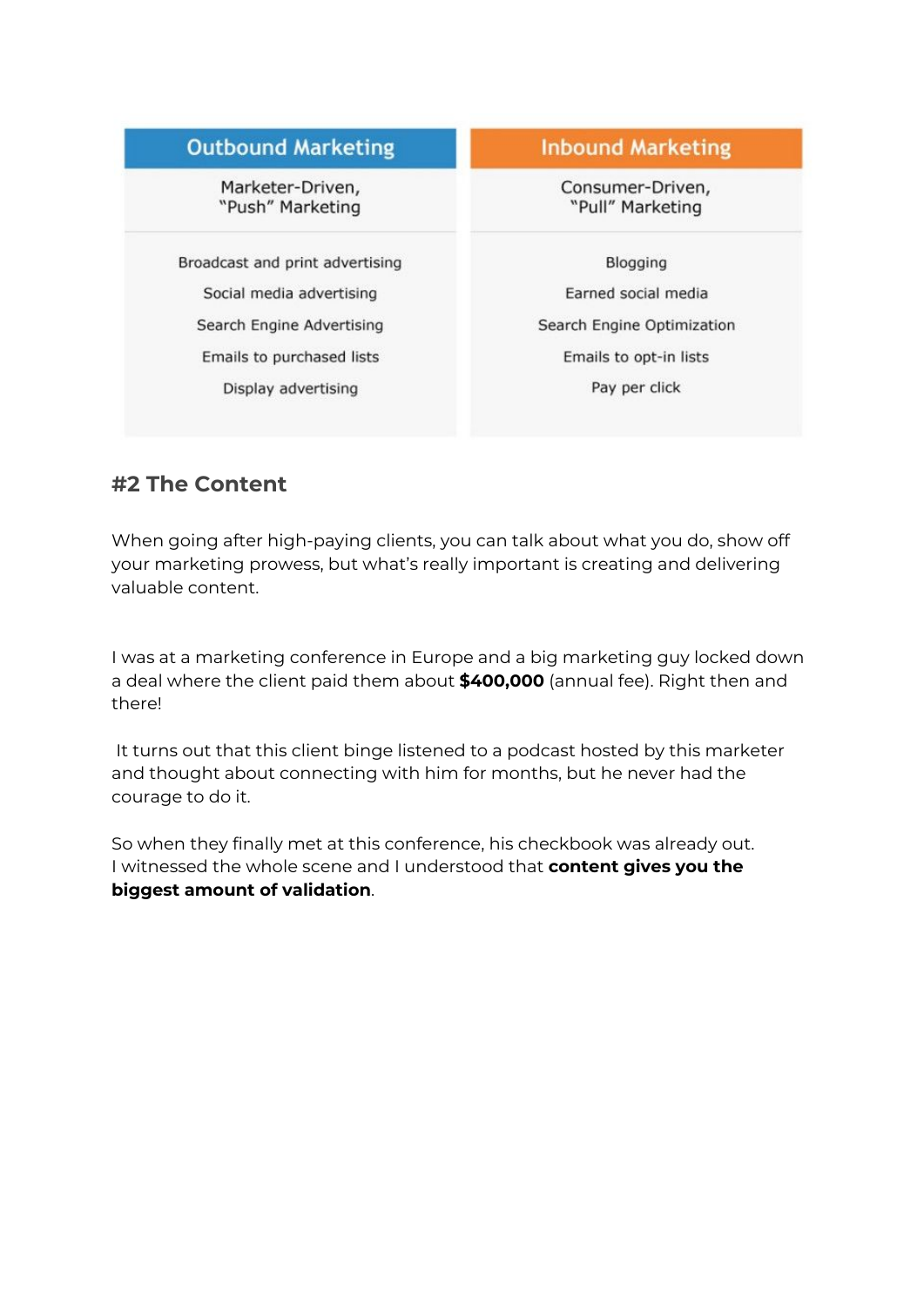| Outbound Marketing | Inbound Marketing |
|---|---|
| Marketer-Driven, "Push" Marketing | Consumer-Driven, "Pull" Marketing |
| Broadcast and print advertising | Blogging |
| Social media advertising | Earned social media |
| Search Engine Advertising | Search Engine Optimization |
| Emails to purchased lists | Emails to opt-in lists |
| Display advertising | Pay per click |

## #2 The Content

When going after high-paying clients, you can talk about what you do, show off your marketing prowess, but what's really important is creating and delivering valuable content.

I was at a marketing conference in Europe and a big marketing guy locked down a deal where the client paid them about **$400,000** (annual fee). Right then and there!

It turns out that this client binge listened to a podcast hosted by this marketer and thought about connecting with him for months, but he never had the courage to do it.

So when they finally met at this conference, his checkbook was already out.
I witnessed the whole scene and I understood that **content gives you the biggest amount of validation**.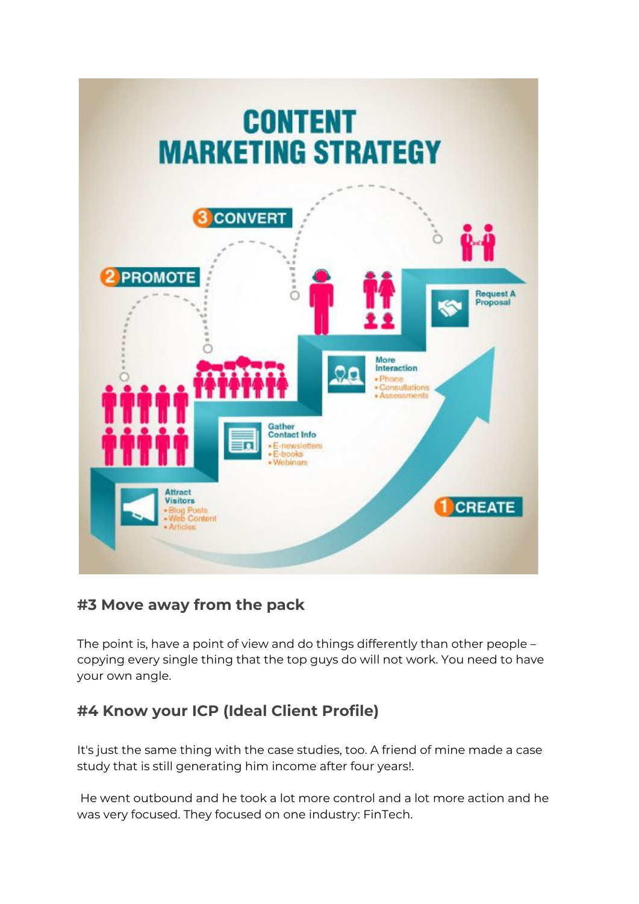## #3 Move away from the pack

The point is, have a point of view and do things differently than other people – copying every single thing that the top guys do will not work. You need to have your own angle.

## #4 Know your ICP (Ideal Client Profile)

It's just the same thing with the case studies, too. A friend of mine made a case study that is still generating him income after four years!.

He went outbound and he took a lot more control and a lot more action and he was very focused. They focused on one industry: FinTech.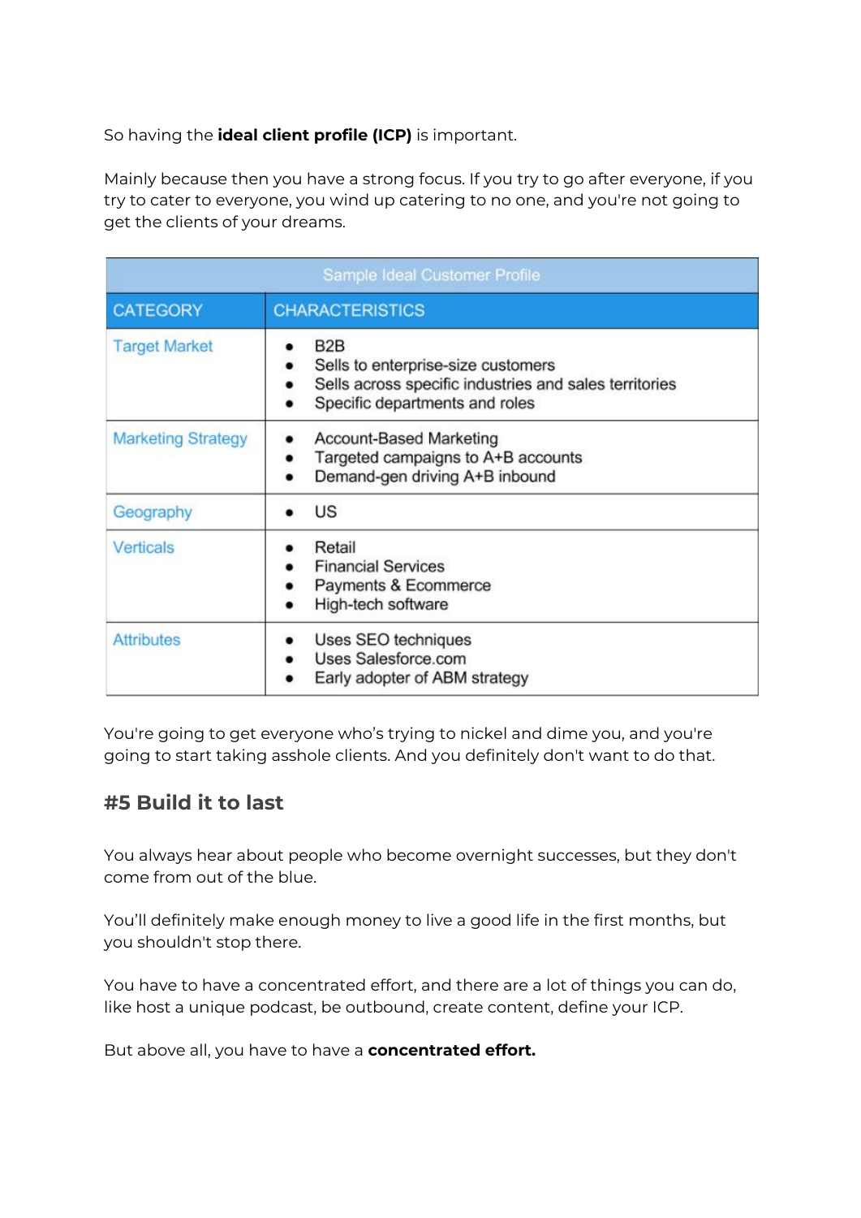So having the **ideal client profile (ICP)** is important.

Mainly because then you have a strong focus. If you try to go after everyone, if you try to cater to everyone, you wind up catering to no one, and you're not going to get the clients of your dreams.

| Sample Ideal Customer Profile | |
|---|---|
| CATEGORY | CHARACTERISTICS |
| Target Market | • B2B<br>• Sells to enterprise-size customers<br>• Sells across specific industries and sales territories<br>• Specific departments and roles |
| Marketing Strategy | • Account-Based Marketing<br>• Targeted campaigns to A+B accounts<br>• Demand-gen driving A+B inbound |
| Geography | • US |
| Verticals | • Retail<br>• Financial Services<br>• Payments & Ecommerce<br>• High-tech software |
| Attributes | • Uses SEO techniques<br>• Uses Salesforce.com<br>• Early adopter of ABM strategy |

You're going to get everyone who's trying to nickel and dime you, and you're going to start taking asshole clients. And you definitely don't want to do that.

## #5 Build it to last

You always hear about people who become overnight successes, but they don't come from out of the blue.

You'll definitely make enough money to live a good life in the first months, but you shouldn't stop there.

You have to have a concentrated effort, and there are a lot of things you can do, like host a unique podcast, be outbound, create content, define your ICP.

But above all, you have to have a **concentrated effort.**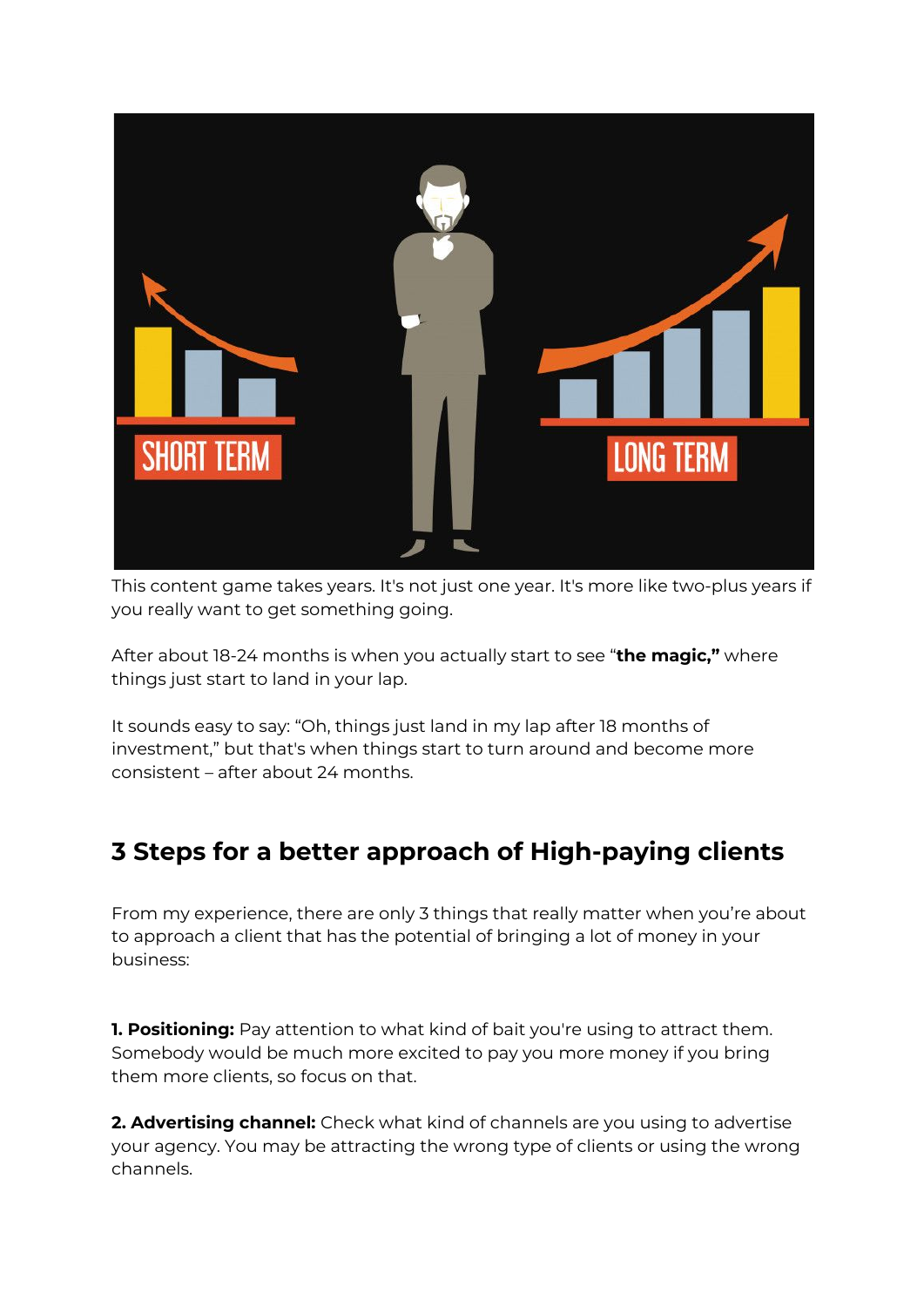This content game takes years. It's not just one year. It's more like two-plus years if you really want to get something going.

After about 18-24 months is when you actually start to see "**the magic,"** where things just start to land in your lap.

It sounds easy to say: "Oh, things just land in my lap after 18 months of investment," but that's when things start to turn around and become more consistent – after about 24 months.

## 3 Steps for a better approach of High-paying clients

From my experience, there are only 3 things that really matter when you're about to approach a client that has the potential of bringing a lot of money in your business:

**1. Positioning:** Pay attention to what kind of bait you're using to attract them. Somebody would be much more excited to pay you more money if you bring them more clients, so focus on that.

**2. Advertising channel:** Check what kind of channels are you using to advertise your agency. You may be attracting the wrong type of clients or using the wrong channels.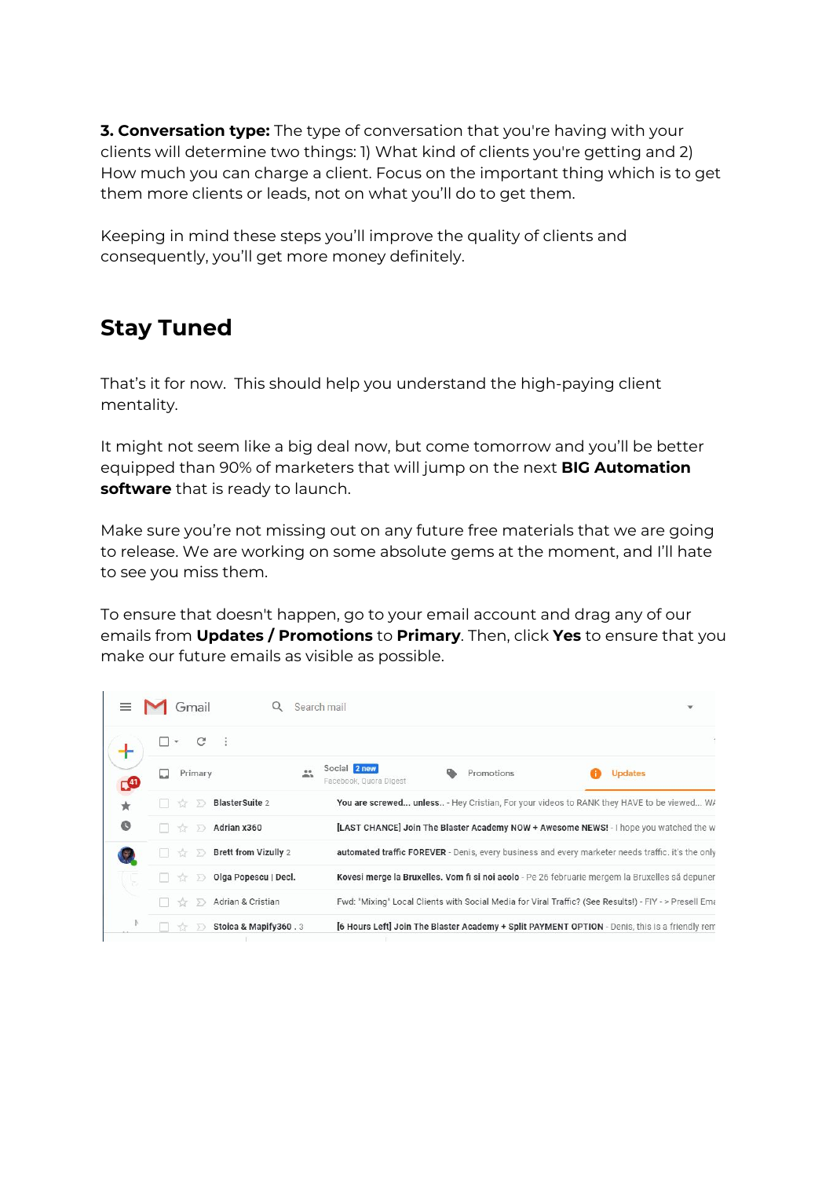**3. Conversation type:** The type of conversation that you're having with your clients will determine two things: 1) What kind of clients you're getting and 2) How much you can charge a client. Focus on the important thing which is to get them more clients or leads, not on what you'll do to get them.

Keeping in mind these steps you'll improve the quality of clients and consequently, you'll get more money definitely.

## Stay Tuned

That's it for now. This should help you understand the high-paying client mentality.

It might not seem like a big deal now, but come tomorrow and you'll be better equipped than 90% of marketers that will jump on the next **BIG Automation software** that is ready to launch.

Make sure you're not missing out on any future free materials that we are going to release. We are working on some absolute gems at the moment, and I'll hate to see you miss them.

To ensure that doesn't happen, go to your email account and drag any of our emails from **Updates / Promotions** to **Primary**. Then, click **Yes** to ensure that you make our future emails as visible as possible.